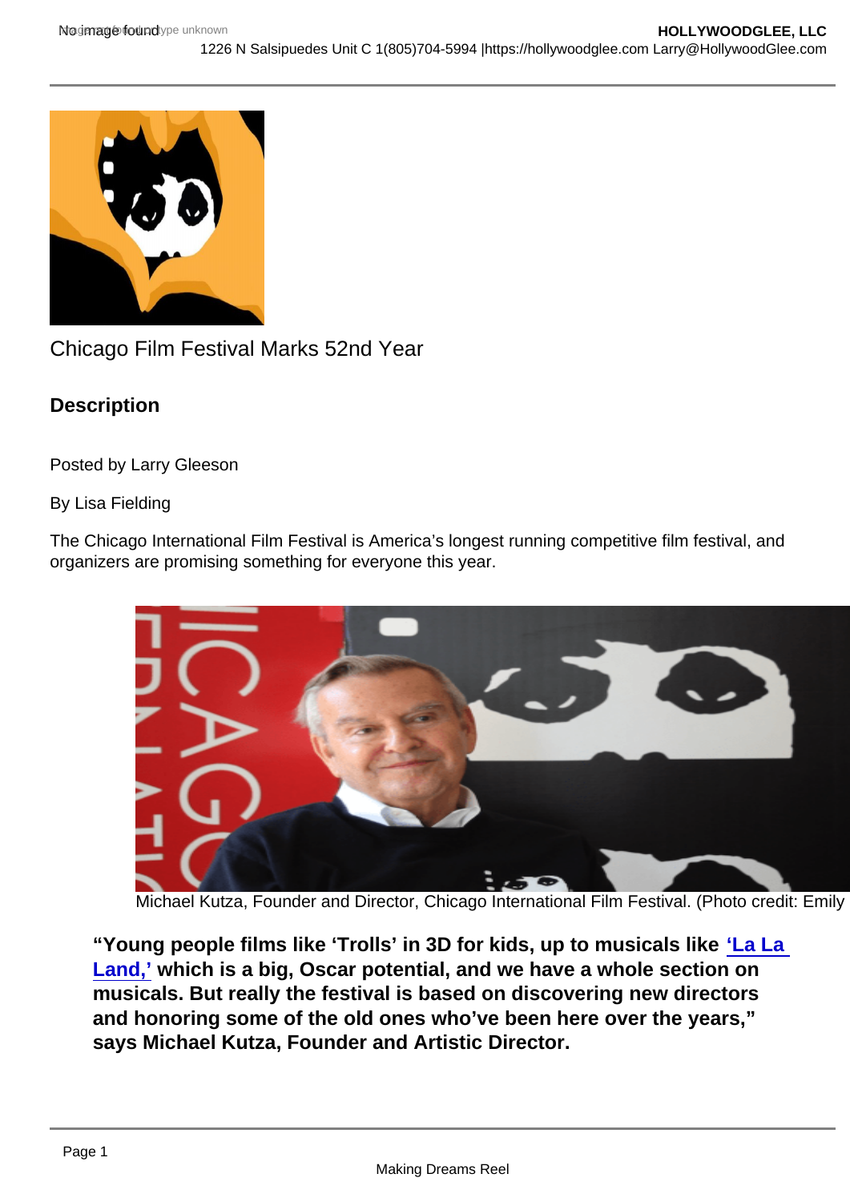Chicago Film Festival Marks 52nd Year

## Description

Posted by Larry Gleeson

By Lisa Fielding

The Chicago International Film Festival is America's longest running competitive film festival, and organizers are promising something for everyone this year.

Michael Kutza, Founder and Director, Chicago International Film Festival. (Photo credit: Emily

> **"Young people films like 'Trolls' in 3D for kids, up to musicals like 'La La Land,' which is a big, Oscar potential, and we have a whole section on musicals. But really the festival is based on discovering new directors and honoring some of the old ones who've been here over the years," says Michael Kutza, Founder and Artistic Director.**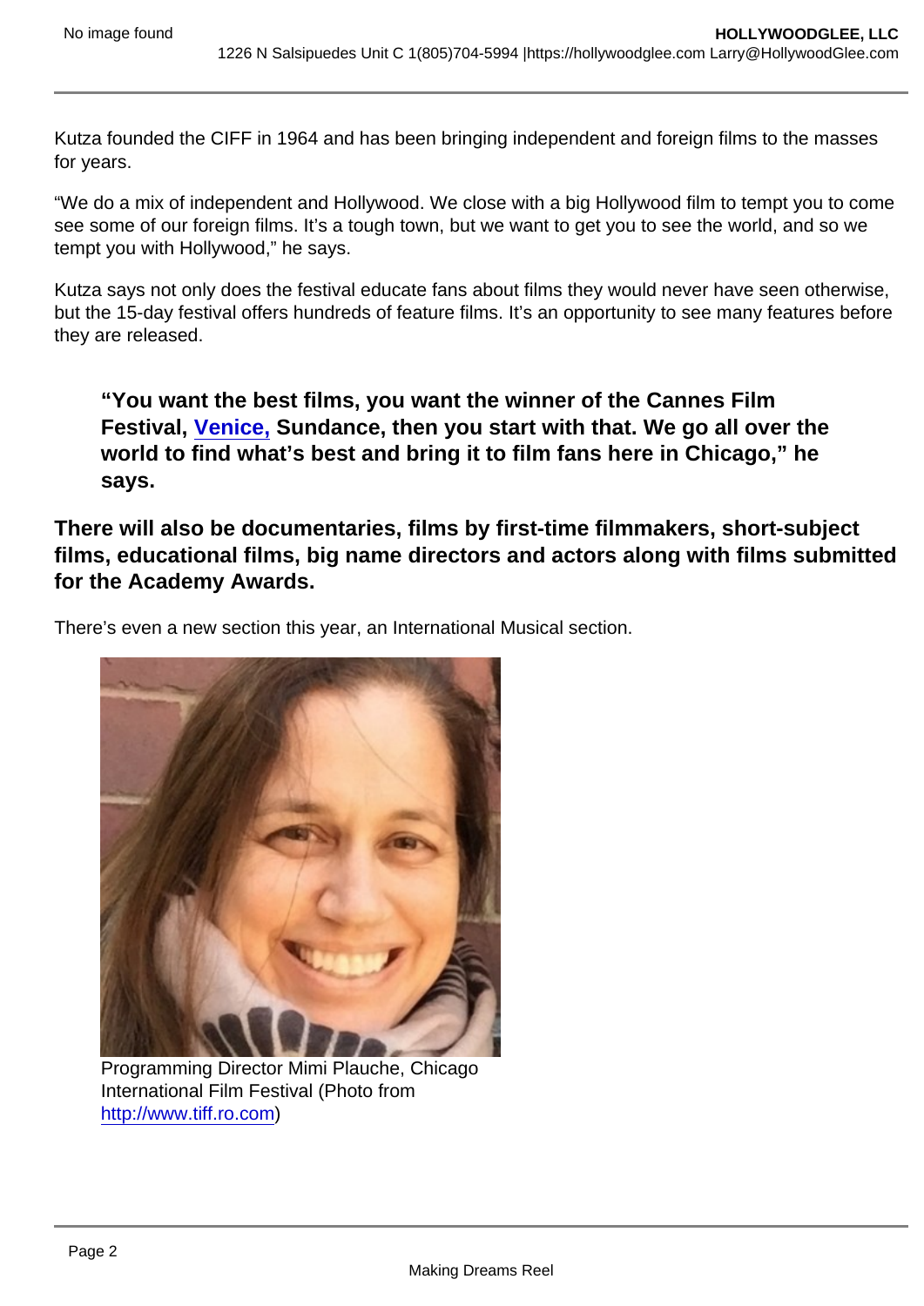Kutza founded the CIFF in 1964 and has been bringing independent and foreign films to the masses for years.

“We do a mix of independent and Hollywood. We close with a big Hollywood film to tempt you to come see some of our foreign films. It’s a tough town, but we want to get you to see the world, and so we tempt you with Hollywood,” he says.

Kutza says not only does the festival educate fans about films they would never have seen otherwise, but the 15-day festival offers hundreds of feature films. It’s an opportunity to see many features before they are released.

> **“You want the best films, you want the winner of the Cannes Film Festival, [Venice,] Sundance, then you start with that. We go all over the world to find what’s best and bring it to film fans here in Chicago,” he says.**

**There will also be documentaries, films by first-time filmmakers, short-subject films, educational films, big name directors and actors along with films submitted for the Academy Awards.**

There’s even a new section this year, an International Musical section.

Programming Director Mimi Plauche, Chicago International Film Festival (Photo from http://www.tiff.ro.com)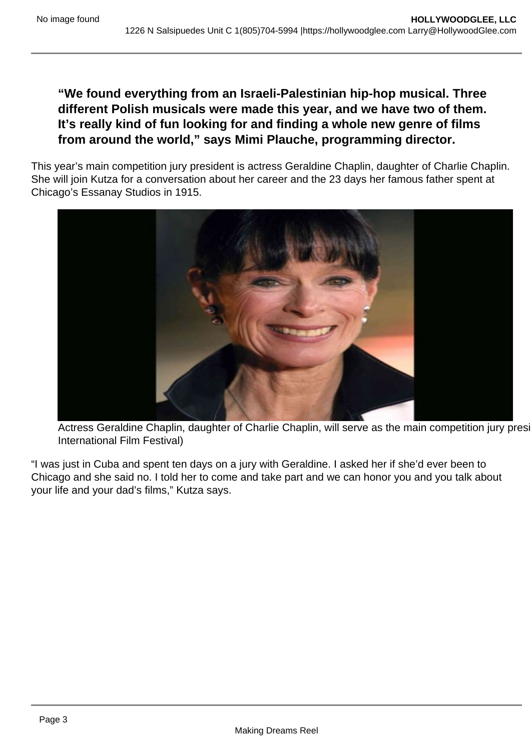**“We found everything from an Israeli-Palestinian hip-hop musical. Three different Polish musicals were made this year, and we have two of them. It’s really kind of fun looking for and finding a whole new genre of films from around the world,” says Mimi Plauche, programming director.**

This year’s main competition jury president is actress Geraldine Chaplin, daughter of Charlie Chaplin. She will join Kutza for a conversation about her career and the 23 days her famous father spent at Chicago’s Essanay Studios in 1915.

Actress Geraldine Chaplin, daughter of Charlie Chaplin, will serve as the main competition jury presi International Film Festival)

“I was just in Cuba and spent ten days on a jury with Geraldine. I asked her if she’d ever been to Chicago and she said no. I told her to come and take part and we can honor you and you talk about your life and your dad’s films,” Kutza says.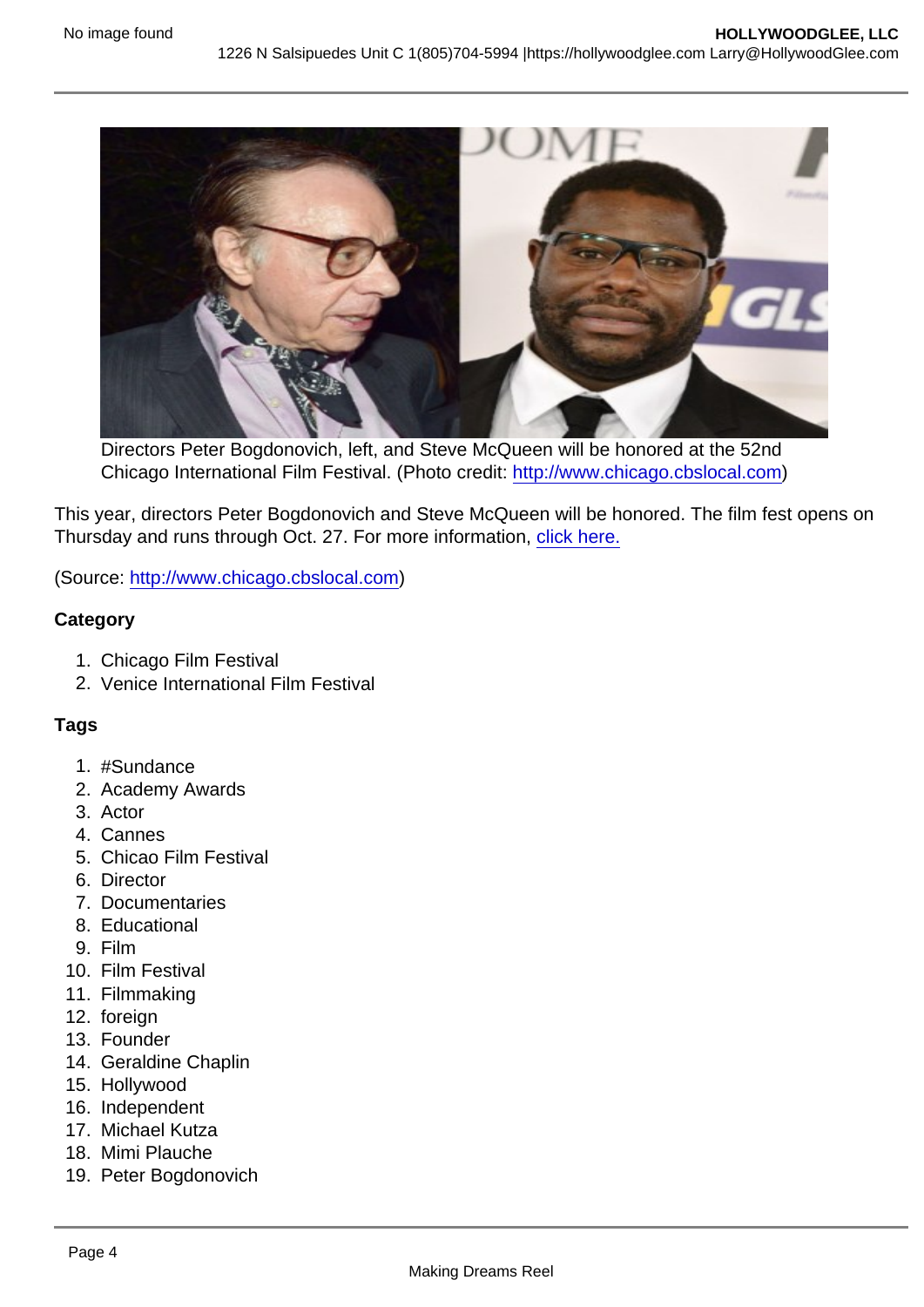Directors Peter Bogdonovich, left, and Steve McQueen will be honored at the 52nd Chicago International Film Festival. (Photo credit: http://www.chicago.cbslocal.com)

This year, directors Peter Bogdonovich and Steve McQueen will be honored. The film fest opens on Thursday and runs through Oct. 27. For more information, click here.

(Source: http://www.chicago.cbslocal.com)

**Category**

1. Chicago Film Festival
2. Venice International Film Festival

**Tags**

1. #Sundance
2. Academy Awards
3. Actor
4. Cannes
5. Chicao Film Festival
6. Director
7. Documentaries
8. Educational
9. Film
10. Film Festival
11. Filmmaking
12. foreign
13. Founder
14. Geraldine Chaplin
15. Hollywood
16. Independent
17. Michael Kutza
18. Mimi Plauche
19. Peter Bogdonovich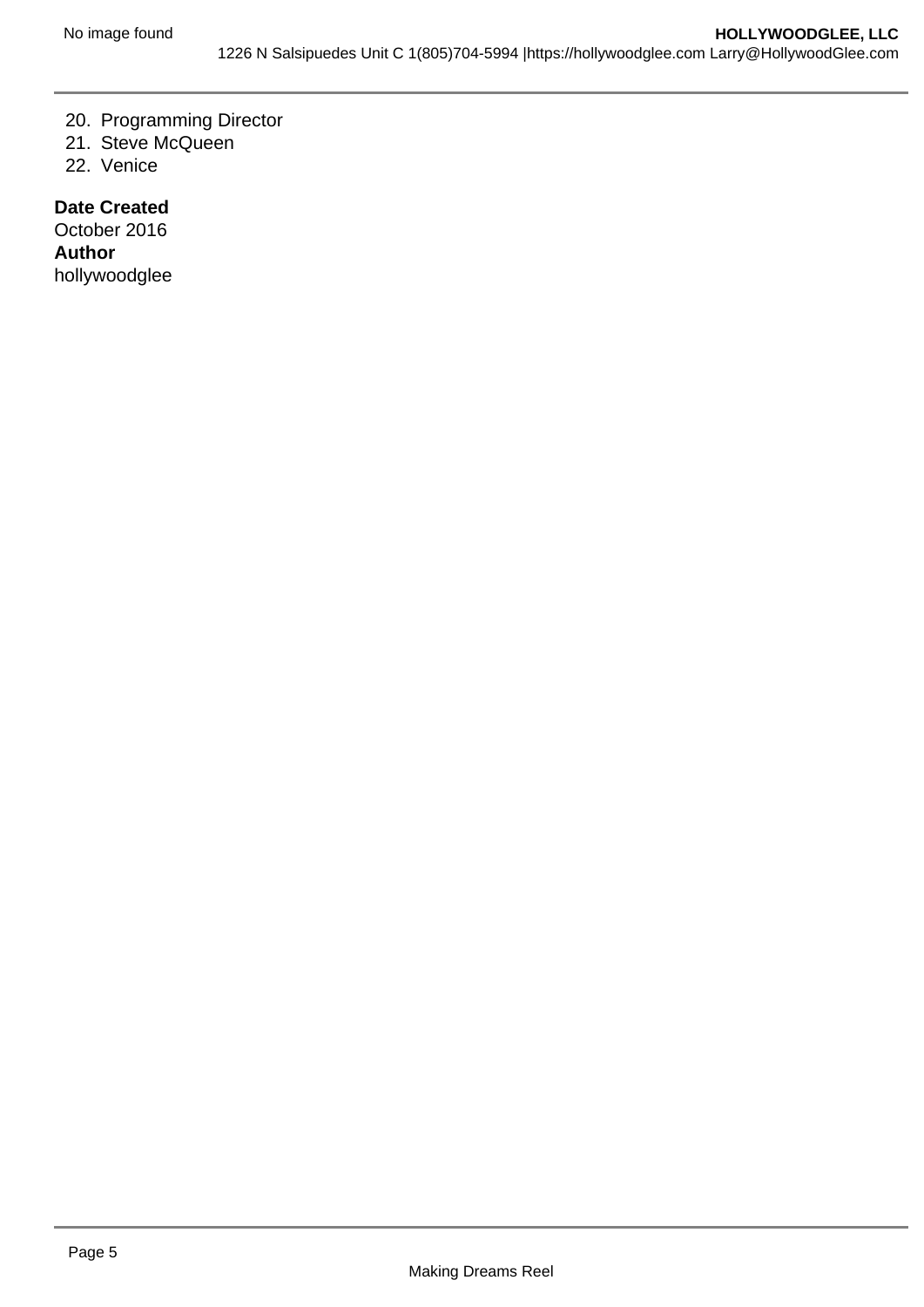20. Programming Director
21. Steve McQueen
22. Venice

**Date Created**
October 2016
**Author**
hollywoodglee